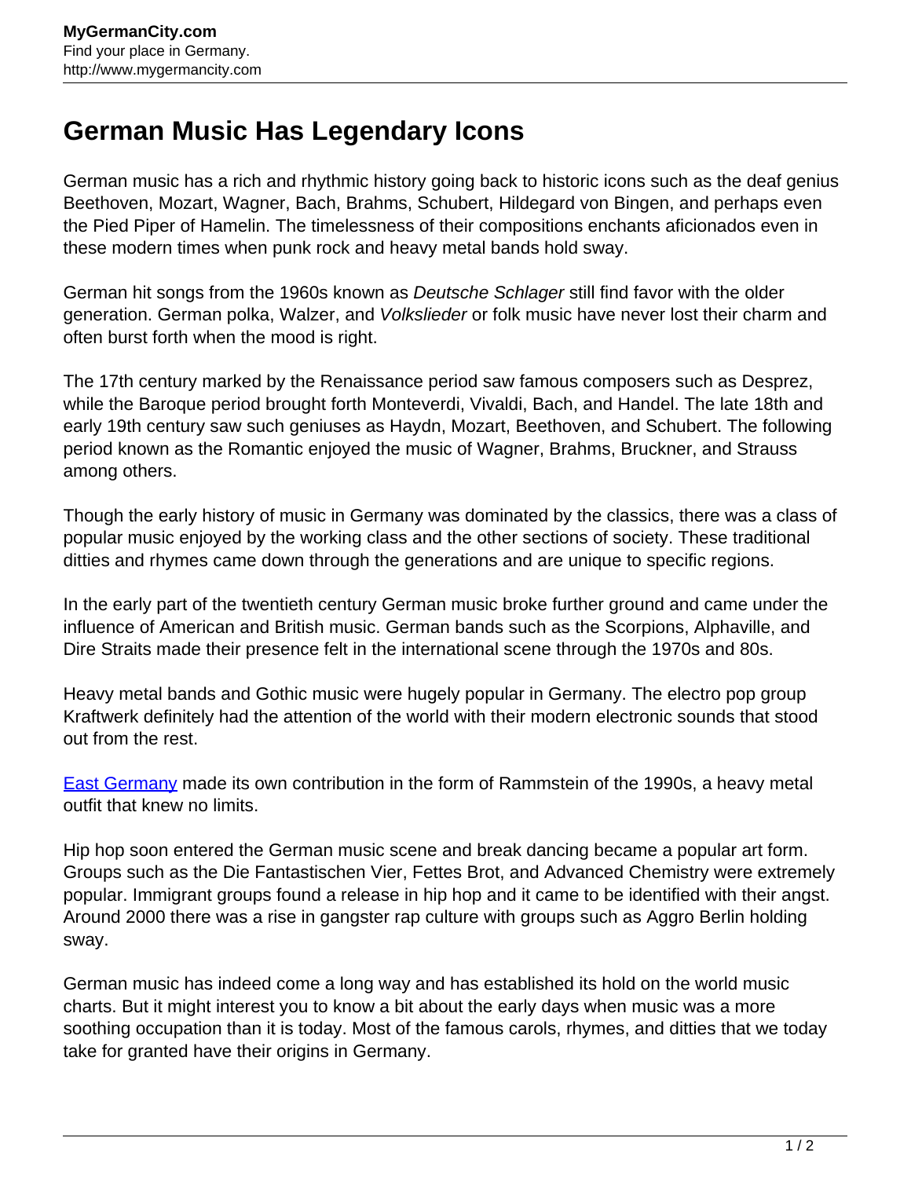# German Music Has Legendary Icons

German music has a rich and rhythmic history going back to historic icons such as the deaf genius Beethoven, Mozart, Wagner, Bach, Brahms, Schubert, Hildegard von Bingen, and perhaps even the Pied Piper of Hamelin. The timelessness of their compositions enchants aficionados even in these modern times when punk rock and heavy metal bands hold sway.

German hit songs from the 1960s known as *Deutsche Schlager* still find favor with the older generation. German polka, Walzer, and *Volkslieder* or folk music have never lost their charm and often burst forth when the mood is right.

The 17th century marked by the Renaissance period saw famous composers such as Desprez, while the Baroque period brought forth Monteverdi, Vivaldi, Bach, and Handel. The late 18th and early 19th century saw such geniuses as Haydn, Mozart, Beethoven, and Schubert. The following period known as the Romantic enjoyed the music of Wagner, Brahms, Bruckner, and Strauss among others.

Though the early history of music in Germany was dominated by the classics, there was a class of popular music enjoyed by the working class and the other sections of society. These traditional ditties and rhymes came down through the generations and are unique to specific regions.

In the early part of the twentieth century German music broke further ground and came under the influence of American and British music. German bands such as the Scorpions, Alphaville, and Dire Straits made their presence felt in the international scene through the 1970s and 80s.

Heavy metal bands and Gothic music were hugely popular in Germany. The electro pop group Kraftwerk definitely had the attention of the world with their modern electronic sounds that stood out from the rest.

[East Germany](http://www.mygermancity.com) made its own contribution in the form of Rammstein of the 1990s, a heavy metal outfit that knew no limits.

Hip hop soon entered the German music scene and break dancing became a popular art form. Groups such as the Die Fantastischen Vier, Fettes Brot, and Advanced Chemistry were extremely popular. Immigrant groups found a release in hip hop and it came to be identified with their angst. Around 2000 there was a rise in gangster rap culture with groups such as Aggro Berlin holding sway.

German music has indeed come a long way and has established its hold on the world music charts. But it might interest you to know a bit about the early days when music was a more soothing occupation than it is today. Most of the famous carols, rhymes, and ditties that we today take for granted have their origins in Germany.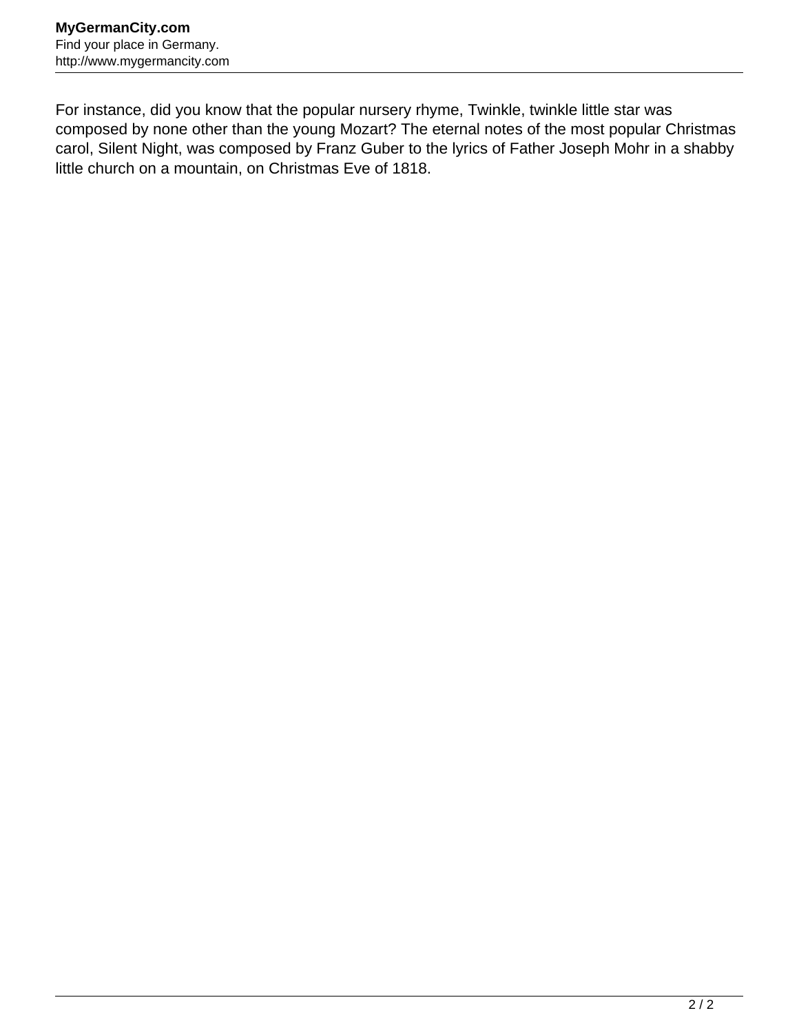For instance, did you know that the popular nursery rhyme, Twinkle, twinkle little star was composed by none other than the young Mozart? The eternal notes of the most popular Christmas carol, Silent Night, was composed by Franz Guber to the lyrics of Father Joseph Mohr in a shabby little church on a mountain, on Christmas Eve of 1818.